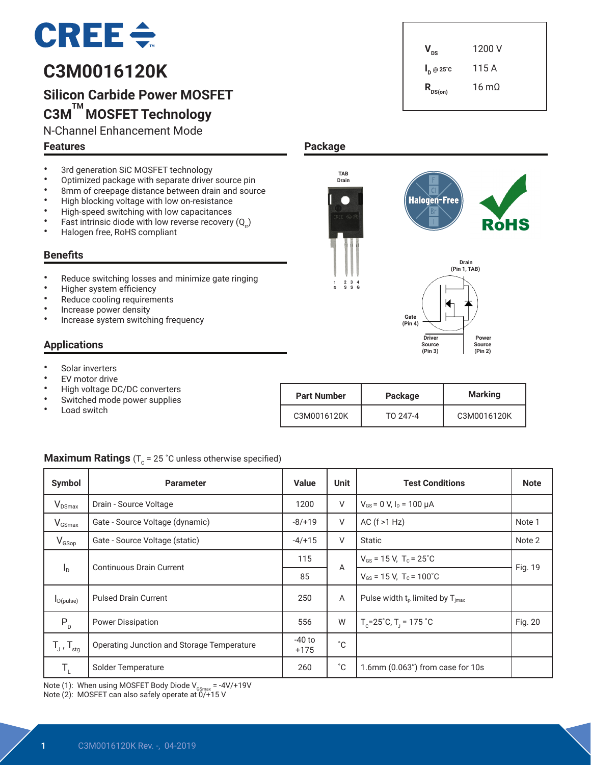# C3M0016120K

## Silicon Carbide Power MOSFET

## C3M™ MOSFET Technology

N-Channel Enhancement Mode

| | |
|---|---|
| $V_{DS}$ | 1200 V |
| $I_D$ @ 25˚C | 115 A |
| $R_{DS(on)}$ | 16 mΩ |

### Features

- 3rd generation SiC MOSFET technology
- Optimized package with separate driver source pin
- 8mm of creepage distance between drain and source
- High blocking voltage with low on-resistance
- High-speed switching with low capacitances
- Fast intrinsic diode with low reverse recovery ($Q_{rr}$)
- Halogen free, RoHS compliant

### Benefits

- Reduce switching losses and minimize gate ringing
- Higher system efficiency
- Reduce cooling requirements
- Increase power density
- Increase system switching frequency

### Applications

- Solar inverters
- EV motor drive
- High voltage DC/DC converters
- Switched mode power supplies
- Load switch

### Package

TAB Drain

1 D, 2 S, 3 S, 4 G

Drain (Pin 1, TAB)

Gate (Pin 4)

Driver Source (Pin 3)

Power Source (Pin 2)

| Part Number | Package | Marking |
|---|---|---|
| C3M0016120K | TO 247-4 | C3M0016120K |

### Maximum Ratings ($T_C$ = 25 ˚C unless otherwise specified)

| Symbol | Parameter | Value | Unit | Test Conditions | Note |
|---|---|---|---|---|---|
| $V_{DSmax}$ | Drain - Source Voltage | 1200 | V | $V_{GS}$ = 0 V, $I_D$ = 100 μA | |
| $V_{GSmax}$ | Gate - Source Voltage (dynamic) | -8/+19 | V | AC (f >1 Hz) | Note 1 |
| $V_{GSop}$ | Gate - Source Voltage (static) | -4/+15 | V | Static | Note 2 |
| $I_D$ | Continuous Drain Current | 115 | A | $V_{GS}$ = 15 V, $T_C$ = 25˚C | Fig. 19 |
| | | 85 | | $V_{GS}$ = 15 V, $T_C$ = 100˚C | |
| $I_{D(pulse)}$ | Pulsed Drain Current | 250 | A | Pulse width $t_P$ limited by $T_{jmax}$ | |
| $P_D$ | Power Dissipation | 556 | W | $T_C$=25˚C, $T_J$ = 175 ˚C | Fig. 20 |
| $T_J$ , $T_{stg}$ | Operating Junction and Storage Temperature | -40 to +175 | ˚C | | |
| $T_L$ | Solder Temperature | 260 | ˚C | 1.6mm (0.063") from case for 10s | |

Note (1): When using MOSFET Body Diode $V_{GSmax}$ = -4V/+19V

Note (2): MOSFET can also safely operate at 0/+15 V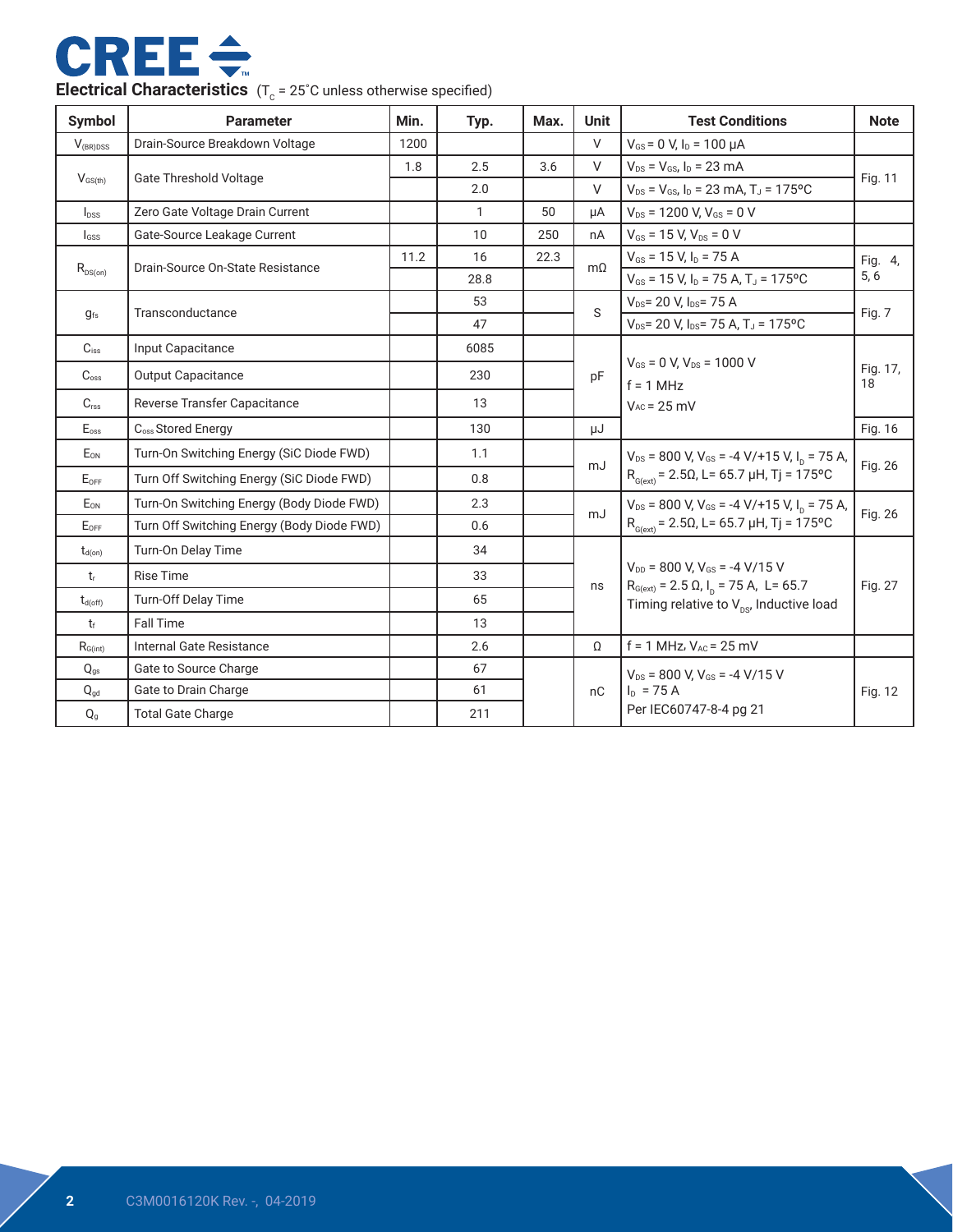## Electrical Characteristics ($T_C$ = 25˚C unless otherwise specified)

| Symbol | Parameter | Min. | Typ. | Max. | Unit | Test Conditions | Note |
|---|---|---|---|---|---|---|---|
| $V_{(BR)DSS}$ | Drain-Source Breakdown Voltage | 1200 | | | V | $V_{GS}$ = 0 V, $I_D$ = 100 μA | |
| $V_{GS(th)}$ | Gate Threshold Voltage | 1.8 | 2.5 | 3.6 | V | $V_{DS}$ = $V_{GS}$, $I_D$ = 23 mA | Fig. 11 |
| | | | 2.0 | | V | $V_{DS}$ = $V_{GS}$, $I_D$ = 23 mA, $T_J$ = 175ºC | |
| $I_{DSS}$ | Zero Gate Voltage Drain Current | | 1 | 50 | μA | $V_{DS}$ = 1200 V, $V_{GS}$ = 0 V | |
| $I_{GSS}$ | Gate-Source Leakage Current | | 10 | 250 | nA | $V_{GS}$ = 15 V, $V_{DS}$ = 0 V | |
| $R_{DS(on)}$ | Drain-Source On-State Resistance | 11.2 | 16 | 22.3 | mΩ | $V_{GS}$ = 15 V, $I_D$ = 75 A | Fig. 4, 5, 6 |
| | | | 28.8 | | | $V_{GS}$ = 15 V, $I_D$ = 75 A, $T_J$ = 175ºC | |
| $g_{fs}$ | Transconductance | | 53 | | S | $V_{DS}$= 20 V, $I_{DS}$= 75 A | Fig. 7 |
| | | | 47 | | | $V_{DS}$= 20 V, $I_{DS}$= 75 A, $T_J$ = 175ºC | |
| $C_{iss}$ | Input Capacitance | | 6085 | | pF | $V_{GS}$ = 0 V, $V_{DS}$ = 1000 V<br>f = 1 MHz<br>$V_{AC}$ = 25 mV | Fig. 17, 18 |
| $C_{oss}$ | Output Capacitance | | 230 | | | | |
| $C_{rss}$ | Reverse Transfer Capacitance | | 13 | | | | |
| $E_{oss}$ | $C_{oss}$ Stored Energy | | 130 | | μJ | | Fig. 16 |
| $E_{ON}$ | Turn-On Switching Energy (SiC Diode FWD) | | 1.1 | | mJ | $V_{DS}$ = 800 V, $V_{GS}$ = -4 V/+15 V, $I_D$ = 75 A, $R_{G(ext)}$ = 2.5Ω, L= 65.7 μH, Tj = 175ºC | Fig. 26 |
| $E_{OFF}$ | Turn Off Switching Energy (SiC Diode FWD) | | 0.8 | | | | |
| $E_{ON}$ | Turn-On Switching Energy (Body Diode FWD) | | 2.3 | | mJ | $V_{DS}$ = 800 V, $V_{GS}$ = -4 V/+15 V, $I_D$ = 75 A, $R_{G(ext)}$ = 2.5Ω, L= 65.7 μH, Tj = 175ºC | Fig. 26 |
| $E_{OFF}$ | Turn Off Switching Energy (Body Diode FWD) | | 0.6 | | | | |
| $t_{d(on)}$ | Turn-On Delay Time | | 34 | | ns | $V_{DD}$ = 800 V, $V_{GS}$ = -4 V/15 V<br>$R_{G(ext)}$ = 2.5 Ω, $I_D$ = 75 A, L= 65.7<br>Timing relative to $V_{DS}$, Inductive load | Fig. 27 |
| $t_r$ | Rise Time | | 33 | | | | |
| $t_{d(off)}$ | Turn-Off Delay Time | | 65 | | | | |
| $t_f$ | Fall Time | | 13 | | | | |
| $R_{G(int)}$ | Internal Gate Resistance | | 2.6 | | Ω | f = 1 MHz, $V_{AC}$ = 25 mV | |
| $Q_{gs}$ | Gate to Source Charge | | 67 | | nC | $V_{DS}$ = 800 V, $V_{GS}$ = -4 V/15 V<br>$I_D$ = 75 A<br>Per IEC60747-8-4 pg 21 | Fig. 12 |
| $Q_{gd}$ | Gate to Drain Charge | | 61 | | | | |
| $Q_g$ | Total Gate Charge | | 211 | | | | |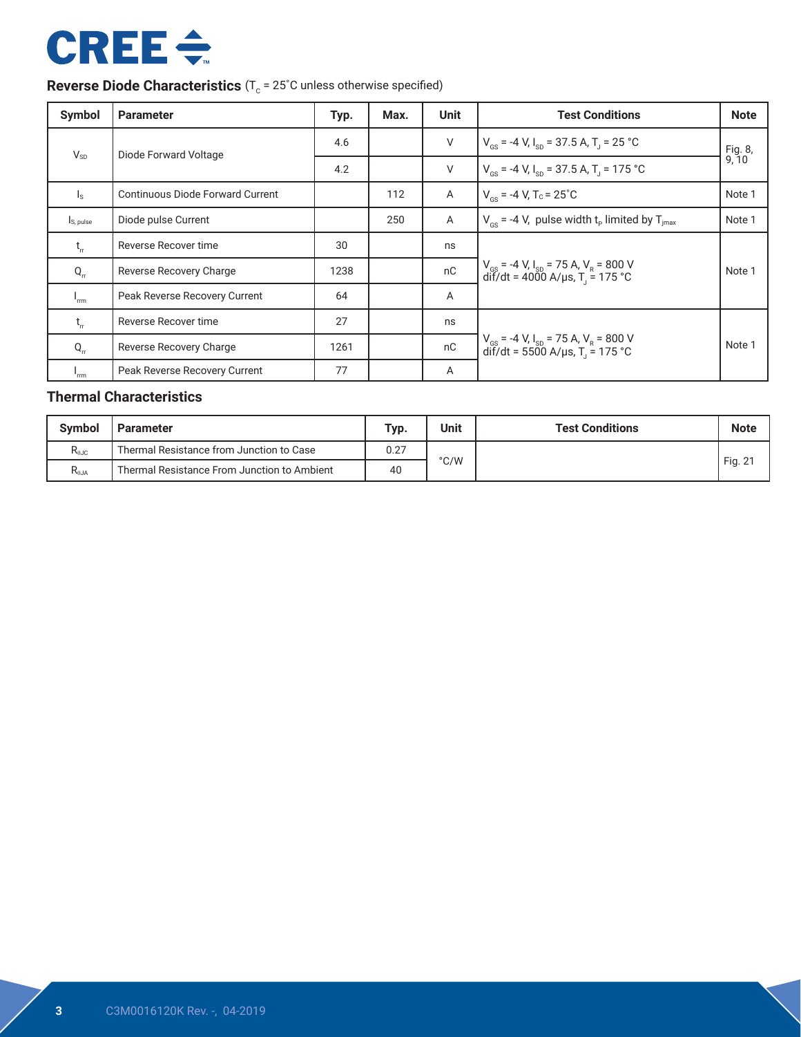## Reverse Diode Characteristics ($T_C$ = 25˚C unless otherwise specified)

| Symbol | Parameter | Typ. | Max. | Unit | Test Conditions | Note |
|---|---|---|---|---|---|---|
| $V_{SD}$ | Diode Forward Voltage | 4.6 | | V | $V_{GS}$ = -4 V, $I_{SD}$ = 37.5 A, $T_J$ = 25 °C | Fig. 8, 9, 10 |
| | | 4.2 | | V | $V_{GS}$ = -4 V, $I_{SD}$ = 37.5 A, $T_J$ = 175 °C | |
| $I_S$ | Continuous Diode Forward Current | | 112 | A | $V_{GS}$ = -4 V, $T_C$ = 25˚C | Note 1 |
| $I_{S, pulse}$ | Diode pulse Current | | 250 | A | $V_{GS}$ = -4 V, pulse width $t_P$ limited by $T_{jmax}$ | Note 1 |
| $t_{rr}$ | Reverse Recover time | 30 | | ns | $V_{GS}$ = -4 V, $I_{SD}$ = 75 A, $V_R$ = 800 V dif/dt = 4000 A/μs, $T_J$ = 175 °C | Note 1 |
| $Q_{rr}$ | Reverse Recovery Charge | 1238 | | nC | | |
| $I_{rrm}$ | Peak Reverse Recovery Current | 64 | | A | | |
| $t_{rr}$ | Reverse Recover time | 27 | | ns | $V_{GS}$ = -4 V, $I_{SD}$ = 75 A, $V_R$ = 800 V dif/dt = 5500 A/μs, $T_J$ = 175 °C | Note 1 |
| $Q_{rr}$ | Reverse Recovery Charge | 1261 | | nC | | |
| $I_{rrm}$ | Peak Reverse Recovery Current | 77 | | A | | |

## Thermal Characteristics

| Symbol | Parameter | Typ. | Unit | Test Conditions | Note |
|---|---|---|---|---|---|
| $R_{\theta JC}$ | Thermal Resistance from Junction to Case | 0.27 | °C/W | | Fig. 21 |
| $R_{\theta JA}$ | Thermal Resistance From Junction to Ambient | 40 | | | |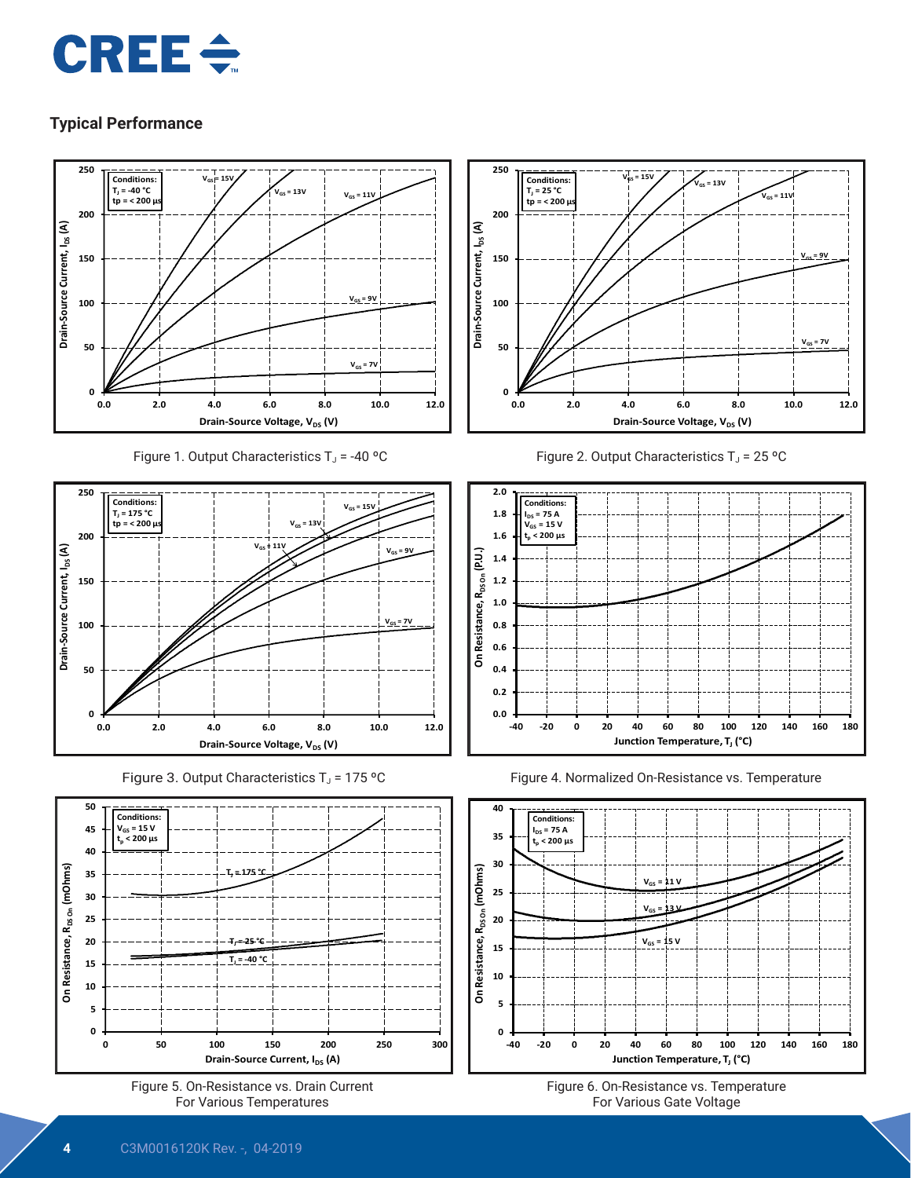## Typical Performance

Figure 1. Output Characteristics $T_J$ = -40 ºC

Figure 2. Output Characteristics $T_J$ = 25 ºC

Figure 3. Output Characteristics $T_J$ = 175 ºC

Figure 4. Normalized On-Resistance vs. Temperature

Figure 5. On-Resistance vs. Drain Current For Various Temperatures

Figure 6. On-Resistance vs. Temperature For Various Gate Voltage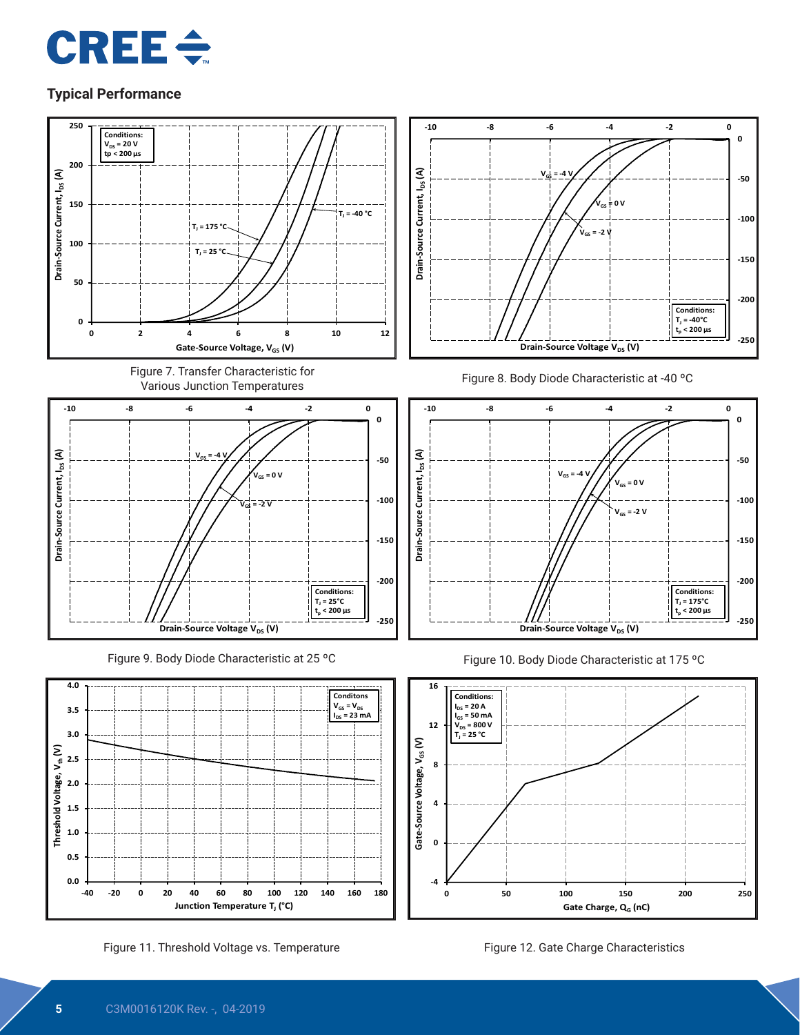## Typical Performance

Figure 7. Transfer Characteristic for Various Junction Temperatures

Figure 8. Body Diode Characteristic at -40 ºC

Figure 9. Body Diode Characteristic at 25 ºC

Figure 10. Body Diode Characteristic at 175 ºC

Figure 11. Threshold Voltage vs. Temperature

Figure 12. Gate Charge Characteristics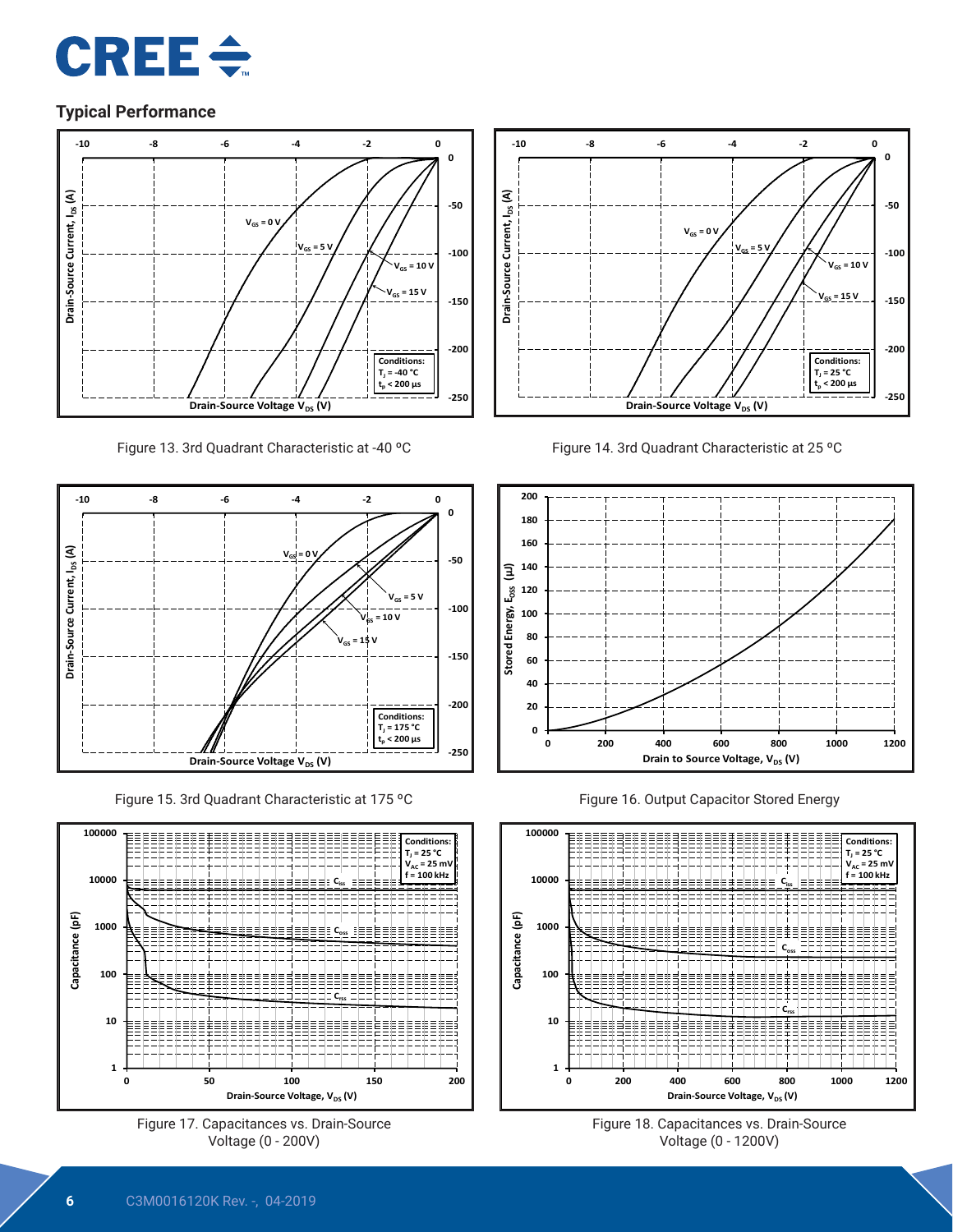## Typical Performance

Figure 13. 3rd Quadrant Characteristic at -40 °C

Figure 14. 3rd Quadrant Characteristic at 25 °C

Figure 15. 3rd Quadrant Characteristic at 175 °C

Figure 16. Output Capacitor Stored Energy

Figure 17. Capacitances vs. Drain-Source Voltage (0 - 200V)

Figure 18. Capacitances vs. Drain-Source Voltage (0 - 1200V)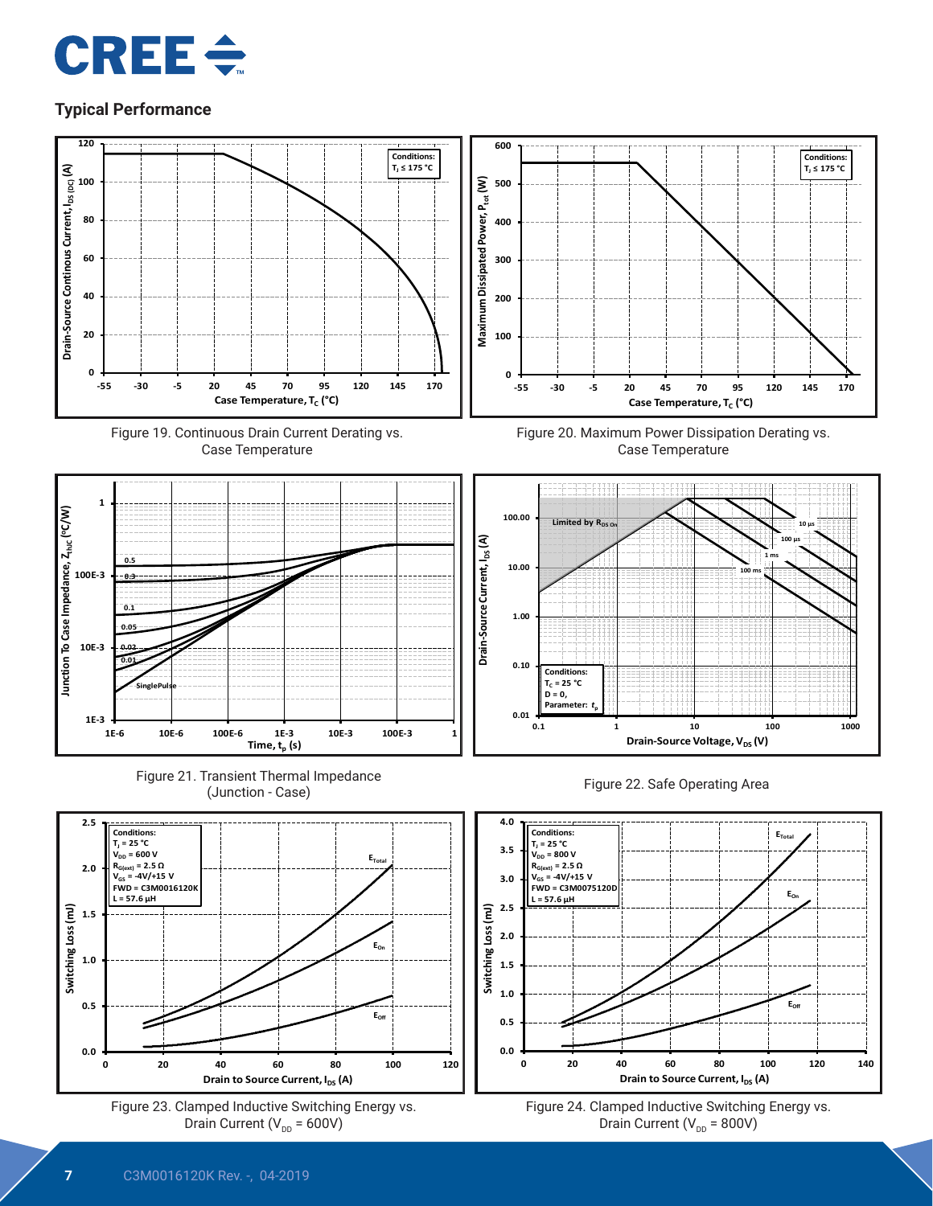## Typical Performance

Figure 19. Continuous Drain Current Derating vs. Case Temperature

Figure 20. Maximum Power Dissipation Derating vs. Case Temperature

Figure 21. Transient Thermal Impedance (Junction - Case)

Figure 22. Safe Operating Area

Figure 23. Clamped Inductive Switching Energy vs. Drain Current ($V_{DD}$ = 600V)

Figure 24. Clamped Inductive Switching Energy vs. Drain Current ($V_{DD}$ = 800V)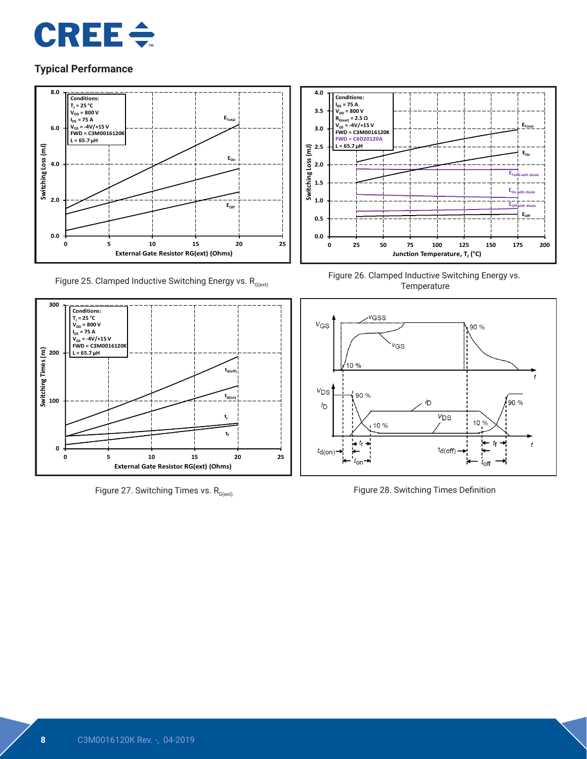## Typical Performance

Figure 25. Clamped Inductive Switching Energy vs. $R_{G(ext)}$

Figure 26. Clamped Inductive Switching Energy vs. Temperature

Figure 27. Switching Times vs. $R_{G(ext)}$

Figure 28. Switching Times Definition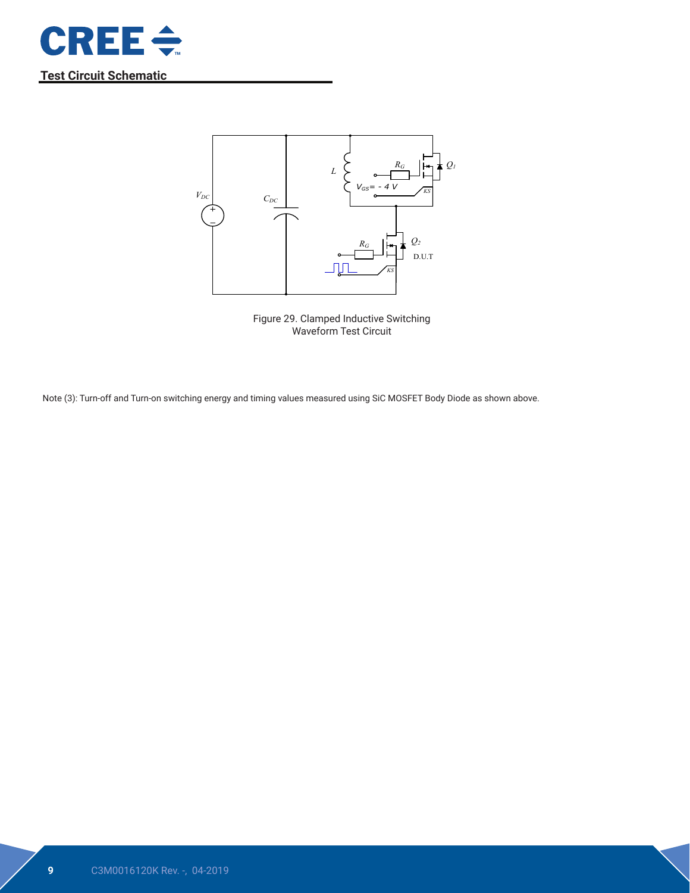## Test Circuit Schematic

Figure 29. Clamped Inductive Switching Waveform Test Circuit

Note (3): Turn-off and Turn-on switching energy and timing values measured using SiC MOSFET Body Diode as shown above.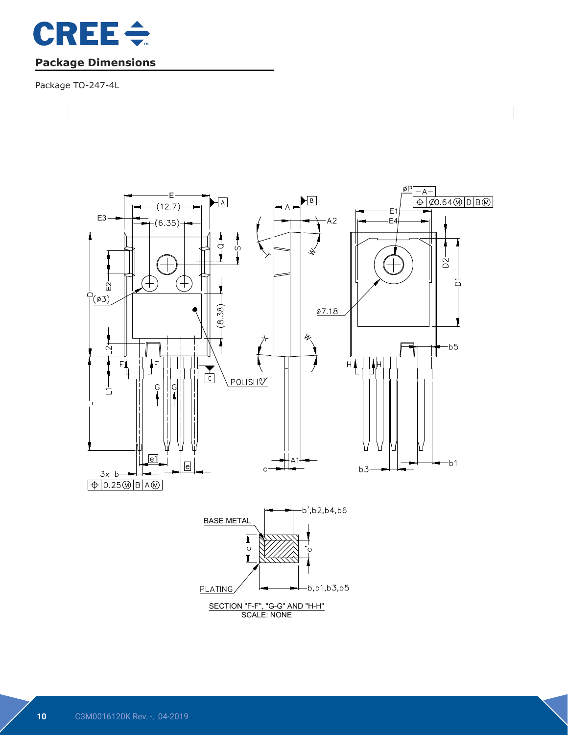## Package Dimensions

Package TO-247-4L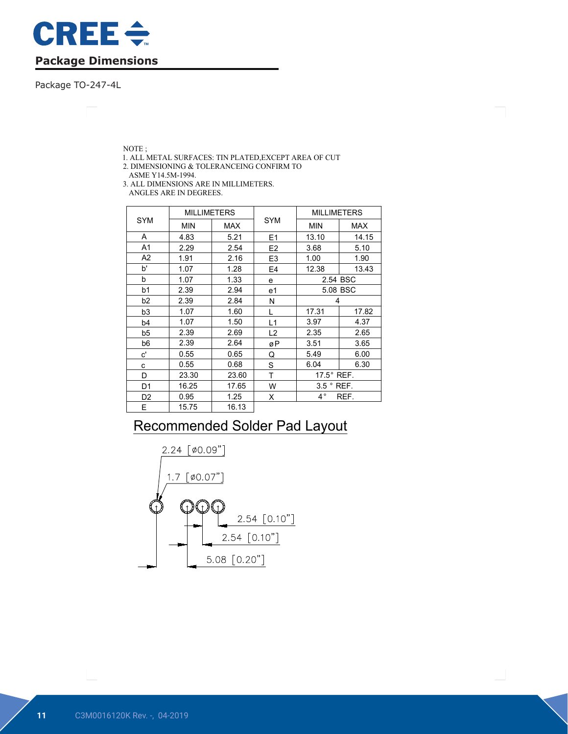## Package Dimensions

Package TO-247-4L

NOTE ;
1. ALL METAL SURFACES: TIN PLATED,EXCEPT AREA OF CUT
2. DIMENSIONING & TOLERANCEING CONFIRM TO
   ASME Y14.5M-1994.
3. ALL DIMENSIONS ARE IN MILLIMETERS.
   ANGLES ARE IN DEGREES.

| SYM | MILLIMETERS | | SYM | MILLIMETERS | |
|---|---|---|---|---|---|
| | MIN | MAX | | MIN | MAX |
| A | 4.83 | 5.21 | E1 | 13.10 | 14.15 |
| A1 | 2.29 | 2.54 | E2 | 3.68 | 5.10 |
| A2 | 1.91 | 2.16 | E3 | 1.00 | 1.90 |
| b' | 1.07 | 1.28 | E4 | 12.38 | 13.43 |
| b | 1.07 | 1.33 | e | 2.54 BSC | |
| b1 | 2.39 | 2.94 | e1 | 5.08 BSC | |
| b2 | 2.39 | 2.84 | N | 4 | |
| b3 | 1.07 | 1.60 | L | 17.31 | 17.82 |
| b4 | 1.07 | 1.50 | L1 | 3.97 | 4.37 |
| b5 | 2.39 | 2.69 | L2 | 2.35 | 2.65 |
| b6 | 2.39 | 2.64 | øP | 3.51 | 3.65 |
| c' | 0.55 | 0.65 | Q | 5.49 | 6.00 |
| c | 0.55 | 0.68 | S | 6.04 | 6.30 |
| D | 23.30 | 23.60 | T | 17.5° REF. | |
| D1 | 16.25 | 17.65 | W | 3.5 ° REF. | |
| D2 | 0.95 | 1.25 | X | 4° REF. | |
| E | 15.75 | 16.13 | | | |

## Recommended Solder Pad Layout

2.24 [ø0.09"]

1.7 [ø0.07"]

2.54 [0.10"]

2.54 [0.10"]

5.08 [0.20"]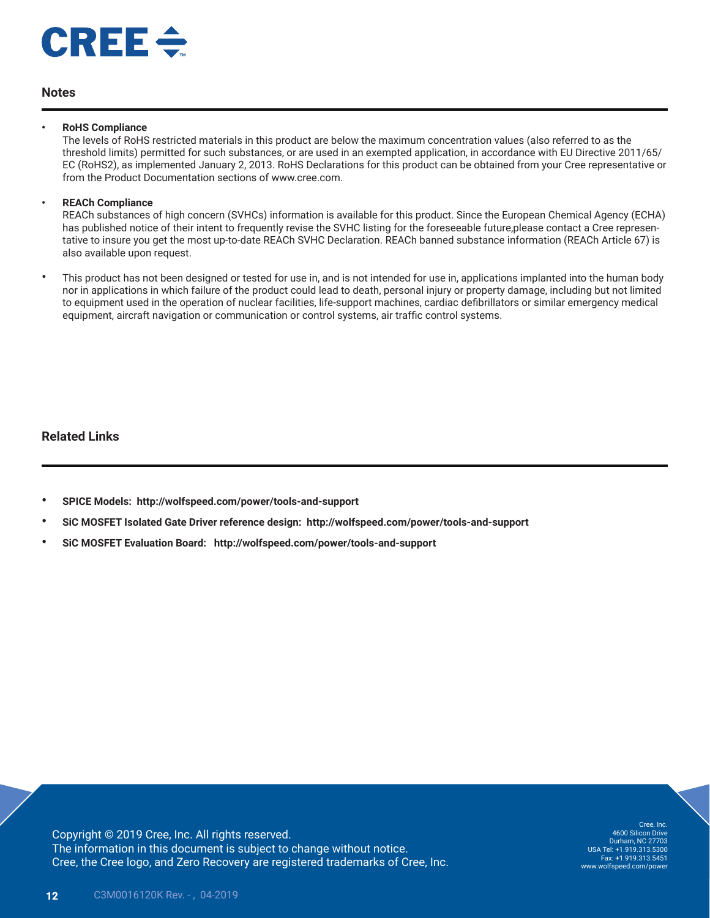## Notes

- **RoHS Compliance**
  The levels of RoHS restricted materials in this product are below the maximum concentration values (also referred to as the threshold limits) permitted for such substances, or are used in an exempted application, in accordance with EU Directive 2011/65/EC (RoHS2), as implemented January 2, 2013. RoHS Declarations for this product can be obtained from your Cree representative or from the Product Documentation sections of www.cree.com.

- **REACh Compliance**
  REACh substances of high concern (SVHCs) information is available for this product. Since the European Chemical Agency (ECHA) has published notice of their intent to frequently revise the SVHC listing for the foreseeable future,please contact a Cree representative to insure you get the most up-to-date REACh SVHC Declaration. REACh banned substance information (REACh Article 67) is also available upon request.

- This product has not been designed or tested for use in, and is not intended for use in, applications implanted into the human body nor in applications in which failure of the product could lead to death, personal injury or property damage, including but not limited to equipment used in the operation of nuclear facilities, life-support machines, cardiac defibrillators or similar emergency medical equipment, aircraft navigation or communication or control systems, air traffic control systems.

## Related Links

- **SPICE Models: http://wolfspeed.com/power/tools-and-support**
- **SiC MOSFET Isolated Gate Driver reference design: http://wolfspeed.com/power/tools-and-support**
- **SiC MOSFET Evaluation Board: http://wolfspeed.com/power/tools-and-support**

Copyright © 2019 Cree, Inc. All rights reserved.
The information in this document is subject to change without notice.
Cree, the Cree logo, and Zero Recovery are registered trademarks of Cree, Inc.

Cree, Inc.
4600 Silicon Drive
Durham, NC 27703
USA Tel: +1.919.313.5300
Fax: +1.919.313.5451
www.wolfspeed.com/power